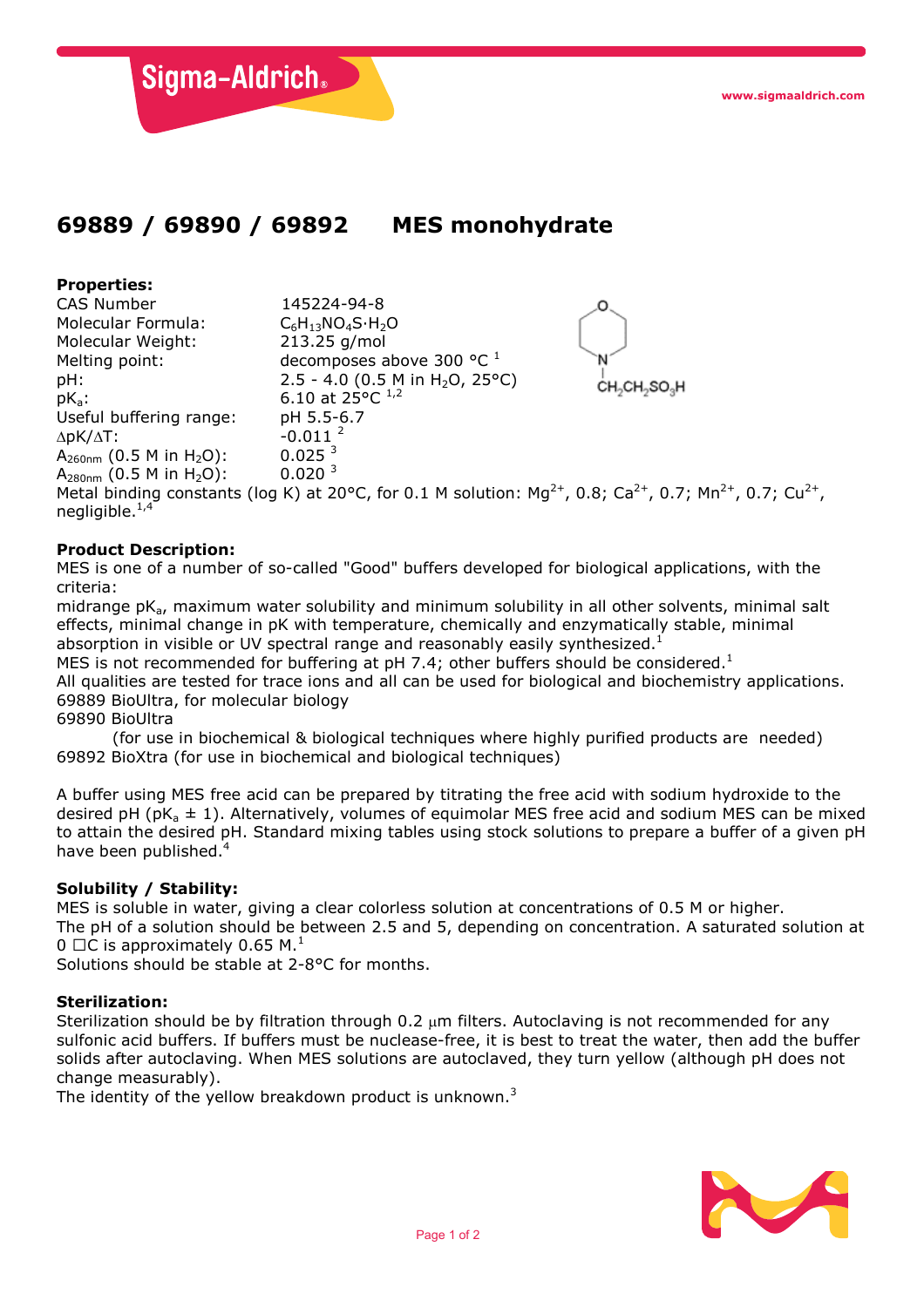# 69889 / 69890 / 69892 MES monohydrate

**Properties:**

| | |
|---|---|
| CAS Number | 145224-94-8 |
| Molecular Formula: | $C_6H_{13}NO_4S \cdot H_2O$ |
| Molecular Weight: | 213.25 g/mol |
| Melting point: | decomposes above 300 °C [1] |
| pH: | 2.5 - 4.0 (0.5 M in $H_2O$, 25°C) |
| $pK_a$: | 6.10 at 25°C [1,2] |
| Useful buffering range: | pH 5.5-6.7 |
| $\Delta pK/\Delta T$: | -0.011 [2] |
| $A_{260nm}$ (0.5 M in $H_2O$): | 0.025 [3] |
| $A_{280nm}$ (0.5 M in $H_2O$): | 0.020 [3] |

Metal binding constants (log K) at 20°C, for 0.1 M solution: $Mg^{2+}$, 0.8; $Ca^{2+}$, 0.7; $Mn^{2+}$, 0.7; $Cu^{2+}$, negligible.[1,4]

**Product Description:**

MES is one of a number of so-called "Good" buffers developed for biological applications, with the criteria:
midrange $pK_a$, maximum water solubility and minimum solubility in all other solvents, minimal salt effects, minimal change in pK with temperature, chemically and enzymatically stable, minimal absorption in visible or UV spectral range and reasonably easily synthesized.[1]
MES is not recommended for buffering at pH 7.4; other buffers should be considered.[1]
All qualities are tested for trace ions and all can be used for biological and biochemistry applications.
69889 BioUltra, for molecular biology
69890 BioUltra
(for use in biochemical & biological techniques where highly purified products are needed)
69892 BioXtra (for use in biochemical and biological techniques)

A buffer using MES free acid can be prepared by titrating the free acid with sodium hydroxide to the desired pH ($pK_a \pm 1$). Alternatively, volumes of equimolar MES free acid and sodium MES can be mixed to attain the desired pH. Standard mixing tables using stock solutions to prepare a buffer of a given pH have been published.[4]

**Solubility / Stability:**

MES is soluble in water, giving a clear colorless solution at concentrations of 0.5 M or higher.
The pH of a solution should be between 2.5 and 5, depending on concentration. A saturated solution at 0 °C is approximately 0.65 M.[1]
Solutions should be stable at 2-8°C for months.

**Sterilization:**

Sterilization should be by filtration through 0.2 μm filters. Autoclaving is not recommended for any sulfonic acid buffers. If buffers must be nuclease-free, it is best to treat the water, then add the buffer solids after autoclaving. When MES solutions are autoclaved, they turn yellow (although pH does not change measurably).
The identity of the yellow breakdown product is unknown.[3]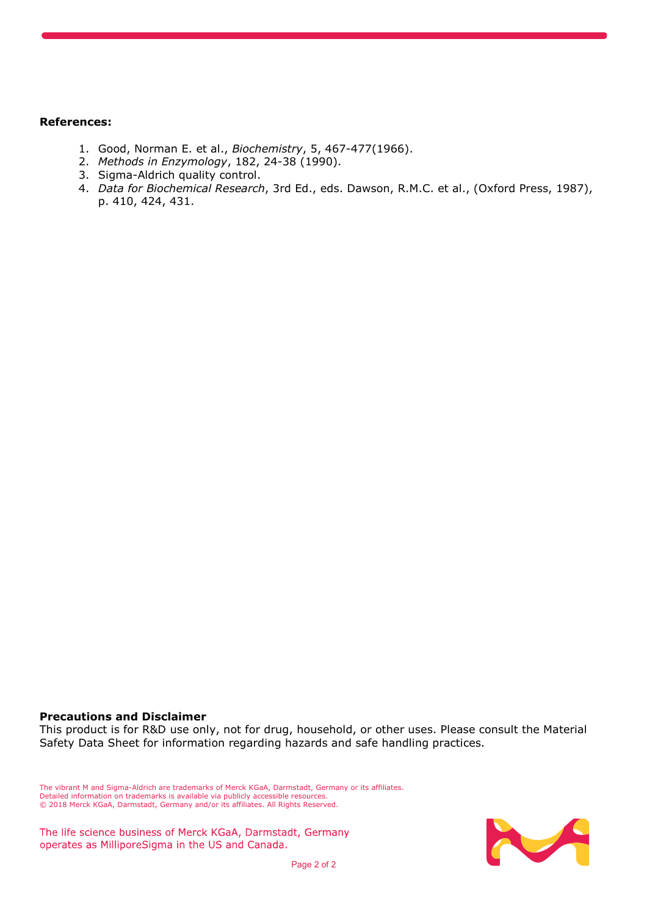**References:**

1. Good, Norman E. et al., *Biochemistry*, 5, 467-477(1966).
2. *Methods in Enzymology*, 182, 24-38 (1990).
3. Sigma-Aldrich quality control.
4. *Data for Biochemical Research*, 3rd Ed., eds. Dawson, R.M.C. et al., (Oxford Press, 1987), p. 410, 424, 431.

**Precautions and Disclaimer**

This product is for R&D use only, not for drug, household, or other uses. Please consult the Material Safety Data Sheet for information regarding hazards and safe handling practices.

The vibrant M and Sigma-Aldrich are trademarks of Merck KGaA, Darmstadt, Germany or its affiliates.
Detailed information on trademarks is available via publicly accessible resources.
© 2018 Merck KGaA, Darmstadt, Germany and/or its affiliates. All Rights Reserved.

The life science business of Merck KGaA, Darmstadt, Germany operates as MilliporeSigma in the US and Canada.